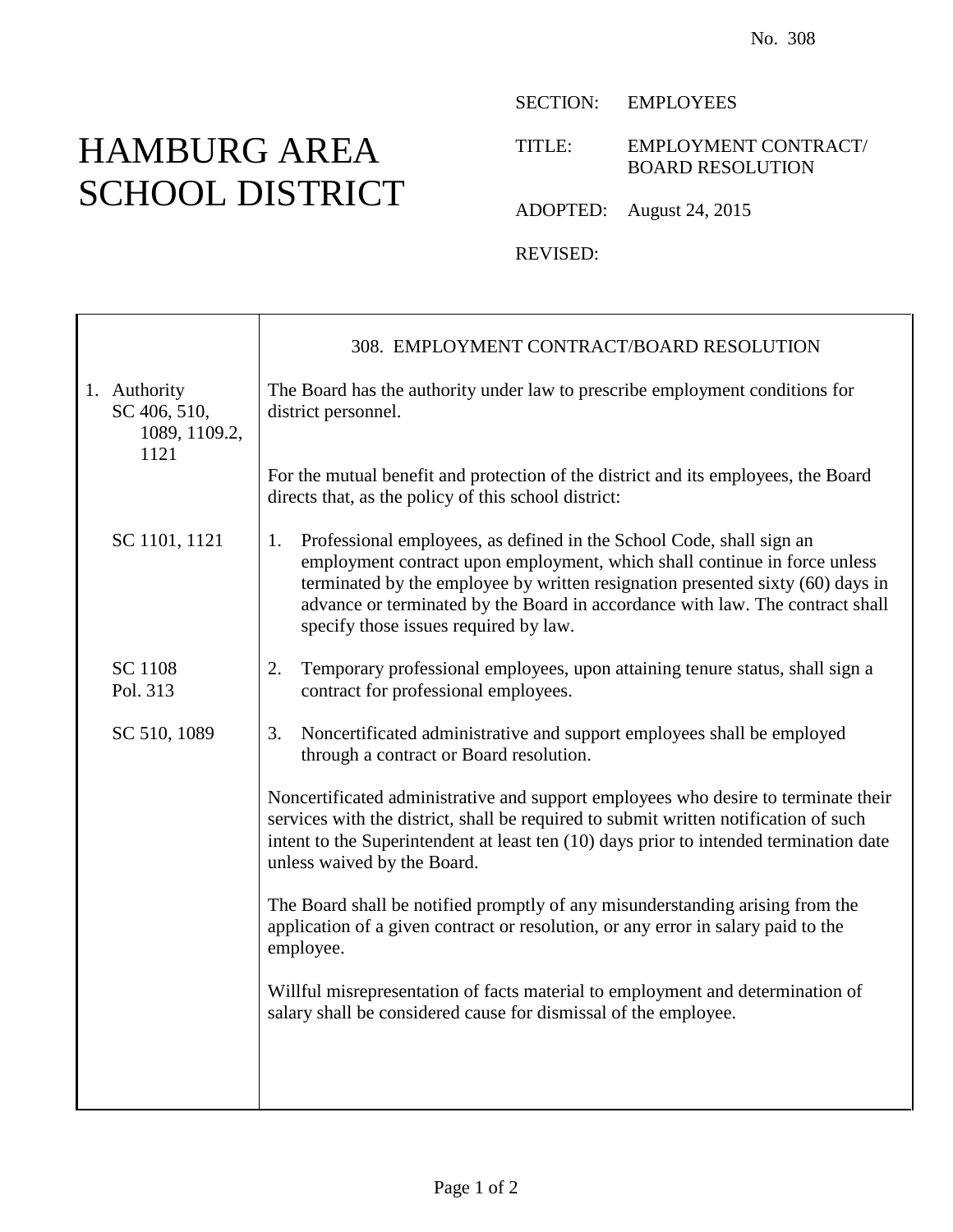No. 308

# HAMBURG AREA SCHOOL DISTRICT

SECTION: EMPLOYEES

TITLE: EMPLOYMENT CONTRACT/ BOARD RESOLUTION

ADOPTED: August 24, 2015

REVISED:

## 308. EMPLOYMENT CONTRACT/BOARD RESOLUTION

1. Authority
SC 406, 510, 1089, 1109.2, 1121

The Board has the authority under law to prescribe employment conditions for district personnel.

For the mutual benefit and protection of the district and its employees, the Board directs that, as the policy of this school district:

SC 1101, 1121

1. Professional employees, as defined in the School Code, shall sign an employment contract upon employment, which shall continue in force unless terminated by the employee by written resignation presented sixty (60) days in advance or terminated by the Board in accordance with law. The contract shall specify those issues required by law.

SC 1108
Pol. 313

2. Temporary professional employees, upon attaining tenure status, shall sign a contract for professional employees.

SC 510, 1089

3. Noncertificated administrative and support employees shall be employed through a contract or Board resolution.

Noncertificated administrative and support employees who desire to terminate their services with the district, shall be required to submit written notification of such intent to the Superintendent at least ten (10) days prior to intended termination date unless waived by the Board.

The Board shall be notified promptly of any misunderstanding arising from the application of a given contract or resolution, or any error in salary paid to the employee.

Willful misrepresentation of facts material to employment and determination of salary shall be considered cause for dismissal of the employee.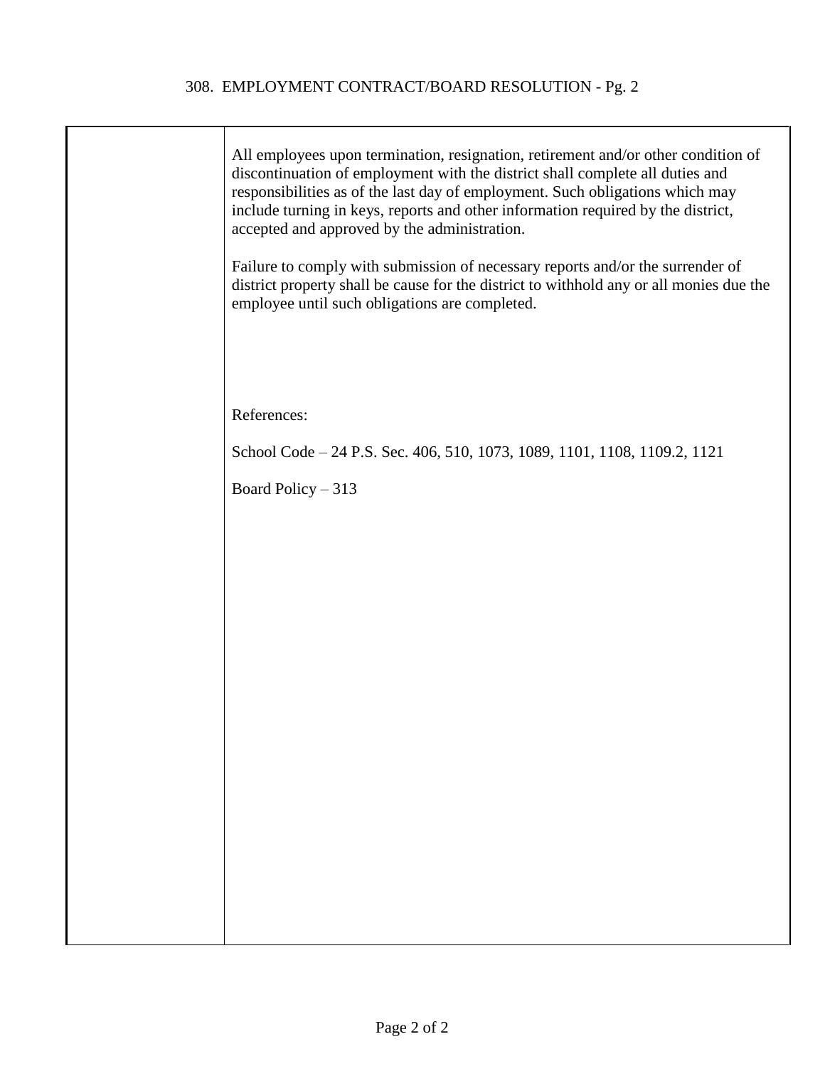All employees upon termination, resignation, retirement and/or other condition of discontinuation of employment with the district shall complete all duties and responsibilities as of the last day of employment. Such obligations which may include turning in keys, reports and other information required by the district, accepted and approved by the administration.

Failure to comply with submission of necessary reports and/or the surrender of district property shall be cause for the district to withhold any or all monies due the employee until such obligations are completed.

References:

School Code – 24 P.S. Sec. 406, 510, 1073, 1089, 1101, 1108, 1109.2, 1121

Board Policy – 313